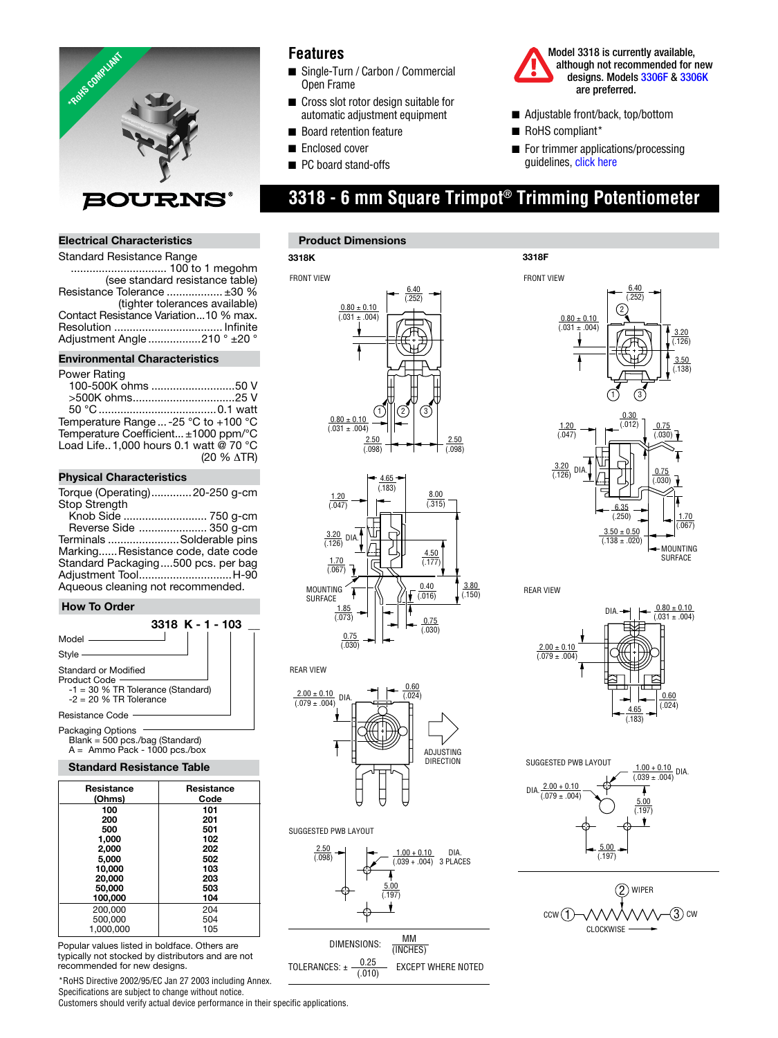# 3318 - 6 mm Square Trimpot® Trimming Potentiometer

*RoHS COMPLIANT

## Features

- Single-Turn / Carbon / Commercial Open Frame
- Cross slot rotor design suitable for automatic adjustment equipment
- Board retention feature
- Enclosed cover
- PC board stand-offs
- Adjustable front/back, top/bottom
- RoHS compliant*
- For trimmer applications/processing guidelines, click here

Model 3318 is currently available, although not recommended for new designs. Models 3306F & 3306K are preferred.

## Electrical Characteristics

Standard Resistance Range ............................... 100 to 1 megohm (see standard resistance table)
Resistance Tolerance .................. ±30 % (tighter tolerances available)
Contact Resistance Variation...10 % max.
Resolution ................................... Infinite
Adjustment Angle .................210 ° ±20 °

## Environmental Characteristics

Power Rating
- 100-500K ohms ...........................50 V
- >500K ohms.................................25 V
- 50 °C ......................................0.1 watt

Temperature Range ... -25 °C to +100 °C
Temperature Coefficient... ±1000 ppm/°C
Load Life.. 1,000 hours 0.1 watt @ 70 °C (20 % ΔTR)

## Physical Characteristics

Torque (Operating).............20-250 g-cm
Stop Strength
- Knob Side ........................... 750 g-cm
- Reverse Side ...................... 350 g-cm

Terminals .......................Solderable pins
Marking......Resistance code, date code
Standard Packaging....500 pcs. per bag
Adjustment Tool..............................H-90
Aqueous cleaning not recommended.

## How To Order

**3318 K - 1 - 103 __**

- Model
- Style
- Standard or Modified Product Code
  - -1 = 30 % TR Tolerance (Standard)
  - -2 = 20 % TR Tolerance
- Resistance Code
- Packaging Options
  - Blank = 500 pcs./bag (Standard)
  - A = Ammo Pack - 1000 pcs./box

## Standard Resistance Table

| Resistance (Ohms) | Resistance Code |
|---|---|
| **100** | **101** |
| **200** | **201** |
| **500** | **501** |
| **1,000** | **102** |
| **2,000** | **202** |
| **5,000** | **502** |
| **10,000** | **103** |
| **20,000** | **203** |
| **50,000** | **503** |
| **100,000** | **104** |
| 200,000 | 204 |
| 500,000 | 504 |
| 1,000,000 | 105 |

Popular values listed in boldface. Others are typically not stocked by distributors and are not recommended for new designs.

## Product Dimensions

### 3318K

FRONT VIEW

6.40 (.252); 0.80 ± 0.10 (.031 ± .004); 0.80 ± 0.10 (.031 ± .004); 2.50 (.098); 2.50 (.098)

4.65 (.183); 1.20 (.047); 8.00 (.315); 3.20 (.126) DIA.; 4.50 (.177); 1.70 (.067); 0.40 (.016); 3.80 (.150); MOUNTING SURFACE; 1.85 (.073); 0.75 (.030); 0.75 (.030)

REAR VIEW

2.00 ± 0.10 (.079 ± .004) DIA.; 0.60 (.024)

ADJUSTING DIRECTION

SUGGESTED PWB LAYOUT

2.50 (.098); 1.00 + 0.10 (.039 + .004) DIA. 3 PLACES; 5.00 (.197)

### 3318F

FRONT VIEW

6.40 (.252); 0.80 ± 0.10 (.031 ± .004); 3.20 (.126); 3.50 (.138)

0.30 (.012); 1.20 (.047); 0.75 (.030); 3.20 (.126) DIA.; 0.75 (.030); 6.35 (.250); 1.70 (.067); 3.50 ± 0.50 (.138 ± .020); MOUNTING SURFACE

REAR VIEW

DIA.; 0.80 ± 0.10 (.031 ± .004); 2.00 ± 0.10 (.079 ± .004); 0.60 (.024); 4.65 (.183)

SUGGESTED PWB LAYOUT

1.00 + 0.10 (.039 + .004) DIA.; DIA. 2.00 + 0.10 (.079 ± .004); 5.00 (.197); 5.00 (.197)

CCW (1) — (2) WIPER — (3) CW

CLOCKWISE

DIMENSIONS: MM (INCHES)

TOLERANCES: ± 0.25 (.010) EXCEPT WHERE NOTED

*RoHS Directive 2002/95/EC Jan 27 2003 including Annex.
Specifications are subject to change without notice.
Customers should verify actual device performance in their specific applications.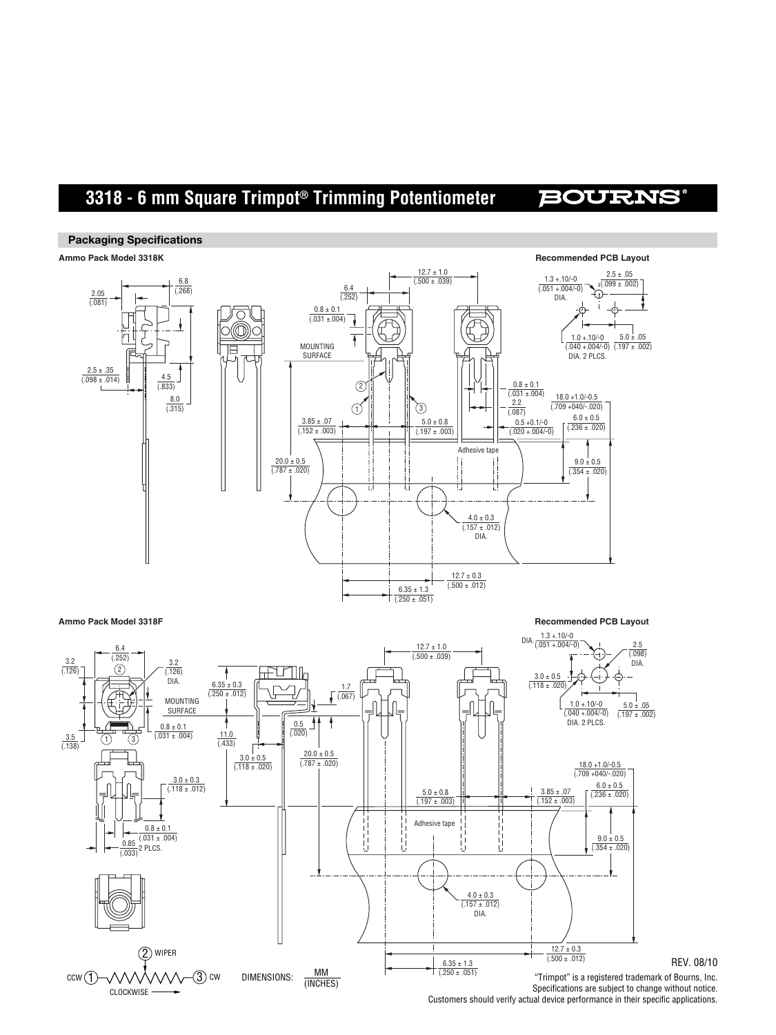# 3318 - 6 mm Square Trimpot® Trimming Potentiometer

## Packaging Specifications

### Ammo Pack Model 3318K

2.05 (.081)

6.8 (.268)

2.5 ± .35 (.098 ± .014)

4.5 (.833)

8.0 (.315)

6.4 (.252)

12.7 ± 1.0 (.500 ± .039)

0.8 ± 0.1 (.031 ±.004)

MOUNTING SURFACE

20.0 ± 0.5 (.787 ± .020)

3.85 ± .07 (.152 ± .003)

5.0 ± 0.8 (.197 ± .003)

0.8 ± 0.1 (.031 ±.004)

2.2 (.087)

0.5 +0.1/-0 (.020 +.004/-0)

18.0 +1.0/-0.5 (.709 +040/-.020)

6.0 ± 0.5 (.236 ± .020)

9.0 ± 0.5 (.354 ± .020)

Adhesive tape

4.0 ± 0.3 (.157 ± .012) DIA.

12.7 ± 0.3 (.500 ± .012)

6.35 ± 1.3 (.250 ± .051)

**Recommended PCB Layout**

1.3 +.10/-0 (.051 +.004/-0) DIA.

2.5 ± .05 (.099 ± .002)

1.0 +.10/-0 (.040 +.004/-0) DIA. 2 PLCS.

5.0 ± .05 (.197 ± .002)

### Ammo Pack Model 3318F

6.4 (.252)

3.2 (.126)

3.2 (.126) DIA.

MOUNTING SURFACE

0.8 ± 0.1 (.031 ± .004)

3.5 (.138)

3.0 ± 0.3 (.118 ± .012)

0.8 ± 0.1 (.031 ± .004)

0.85 (.033) 2 PLCS.

6.35 ± 0.3 (.250 ± .012)

1.7 (.067)

0.5 (.020)

11.0 (.433)

3.0 ± 0.5 (.118 ± .020)

20.0 ± 0.5 (.787 ± .020)

12.7 ± 1.0 (.500 ± .039)

5.0 ± 0.8 (.197 ± .003)

3.85 ± .07 (.152 ± .003)

18.0 +1.0/-0.5 (.709 +040/-.020)

6.0 ± 0.5 (.236 ± .020)

9.0 ± 0.5 (.354 ± .020)

Adhesive tape

4.0 ± 0.3 (.157 ± .012) DIA.

12.7 ± 0.3 (.500 ± .012)

6.35 ± 1.3 (.250 ± .051)

**Recommended PCB Layout**

DIA. 1.3 +.10/-0 (.051 +.004/-0)

2.5 (.098) DIA.

3.0 ± 0.5 (.118 ± .020)

1.0 +.10/-0 (.040 +.004/-0) DIA. 2 PLCS.

5.0 ± .05 (.197 ± .002)

CCW ① — ② WIPER — ③ CW

CLOCKWISE →

DIMENSIONS: MM (INCHES)

REV. 08/10

"Trimpot" is a registered trademark of Bourns, Inc.
Specifications are subject to change without notice.
Customers should verify actual device performance in their specific applications.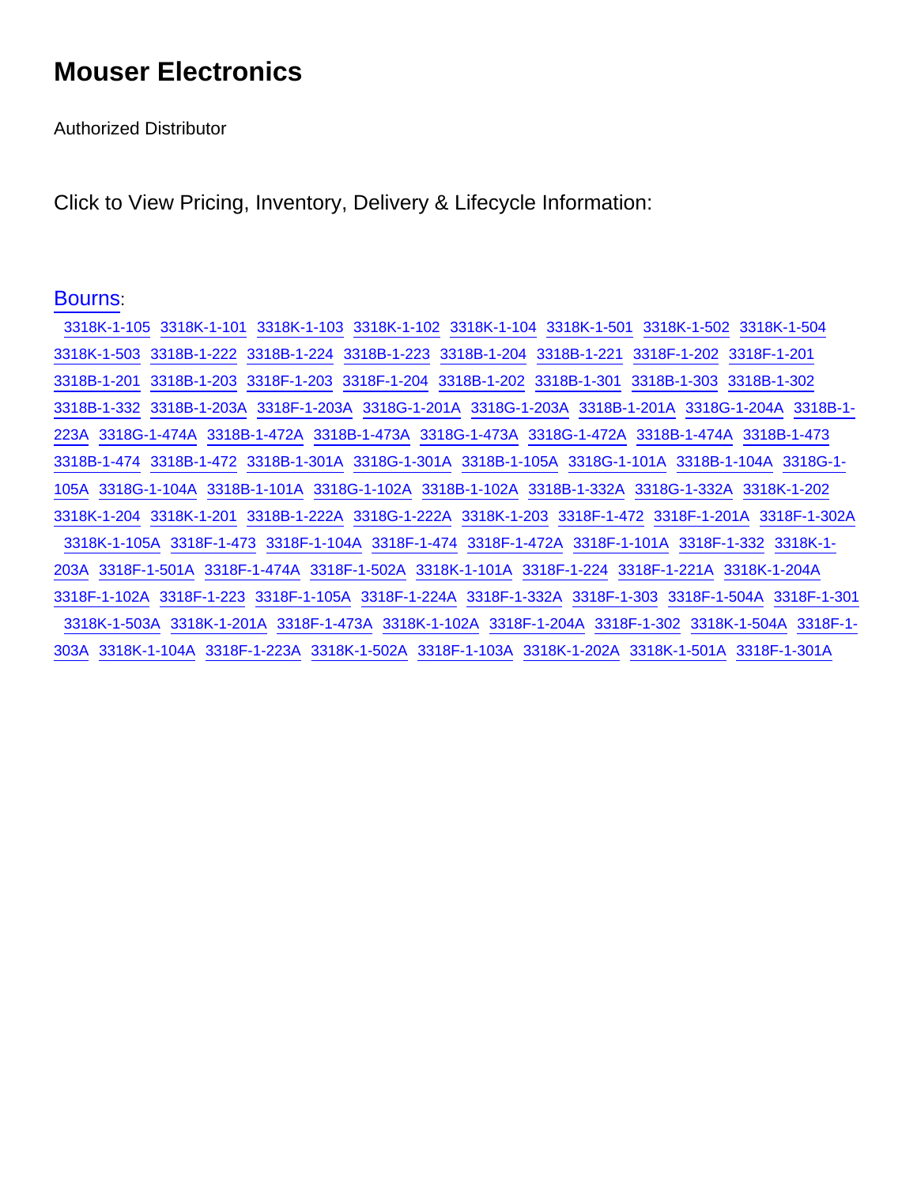# Mouser Electronics

Authorized Distributor

Click to View Pricing, Inventory, Delivery & Lifecycle Information:

Bourns:

3318K-1-105 3318K-1-101 3318K-1-103 3318K-1-102 3318K-1-104 3318K-1-501 3318K-1-502 3318K-1-504 3318K-1-503 3318B-1-222 3318B-1-224 3318B-1-223 3318B-1-204 3318B-1-221 3318F-1-202 3318F-1-201 3318B-1-201 3318B-1-203 3318F-1-203 3318F-1-204 3318B-1-202 3318B-1-301 3318B-1-303 3318B-1-302 3318B-1-332 3318B-1-203A 3318F-1-203A 3318G-1-201A 3318G-1-203A 3318B-1-201A 3318G-1-204A 3318B-1-223A 3318G-1-474A 3318B-1-472A 3318B-1-473A 3318G-1-473A 3318G-1-472A 3318B-1-474A 3318B-1-473 3318B-1-474 3318B-1-472 3318B-1-301A 3318G-1-301A 3318B-1-105A 3318G-1-101A 3318B-1-104A 3318G-1-105A 3318G-1-104A 3318B-1-101A 3318G-1-102A 3318B-1-102A 3318B-1-332A 3318G-1-332A 3318K-1-202 3318K-1-204 3318K-1-201 3318B-1-222A 3318G-1-222A 3318K-1-203 3318F-1-472 3318F-1-201A 3318F-1-302A 3318K-1-105A 3318F-1-473 3318F-1-104A 3318F-1-474 3318F-1-472A 3318F-1-101A 3318F-1-332 3318K-1-203A 3318F-1-501A 3318F-1-474A 3318F-1-502A 3318K-1-101A 3318F-1-224 3318F-1-221A 3318K-1-204A 3318F-1-102A 3318F-1-223 3318F-1-105A 3318F-1-224A 3318F-1-332A 3318F-1-303 3318F-1-504A 3318F-1-301 3318K-1-503A 3318K-1-201A 3318F-1-473A 3318K-1-102A 3318F-1-204A 3318F-1-302 3318K-1-504A 3318F-1-303A 3318K-1-104A 3318F-1-223A 3318K-1-502A 3318F-1-103A 3318K-1-202A 3318K-1-501A 3318F-1-301A